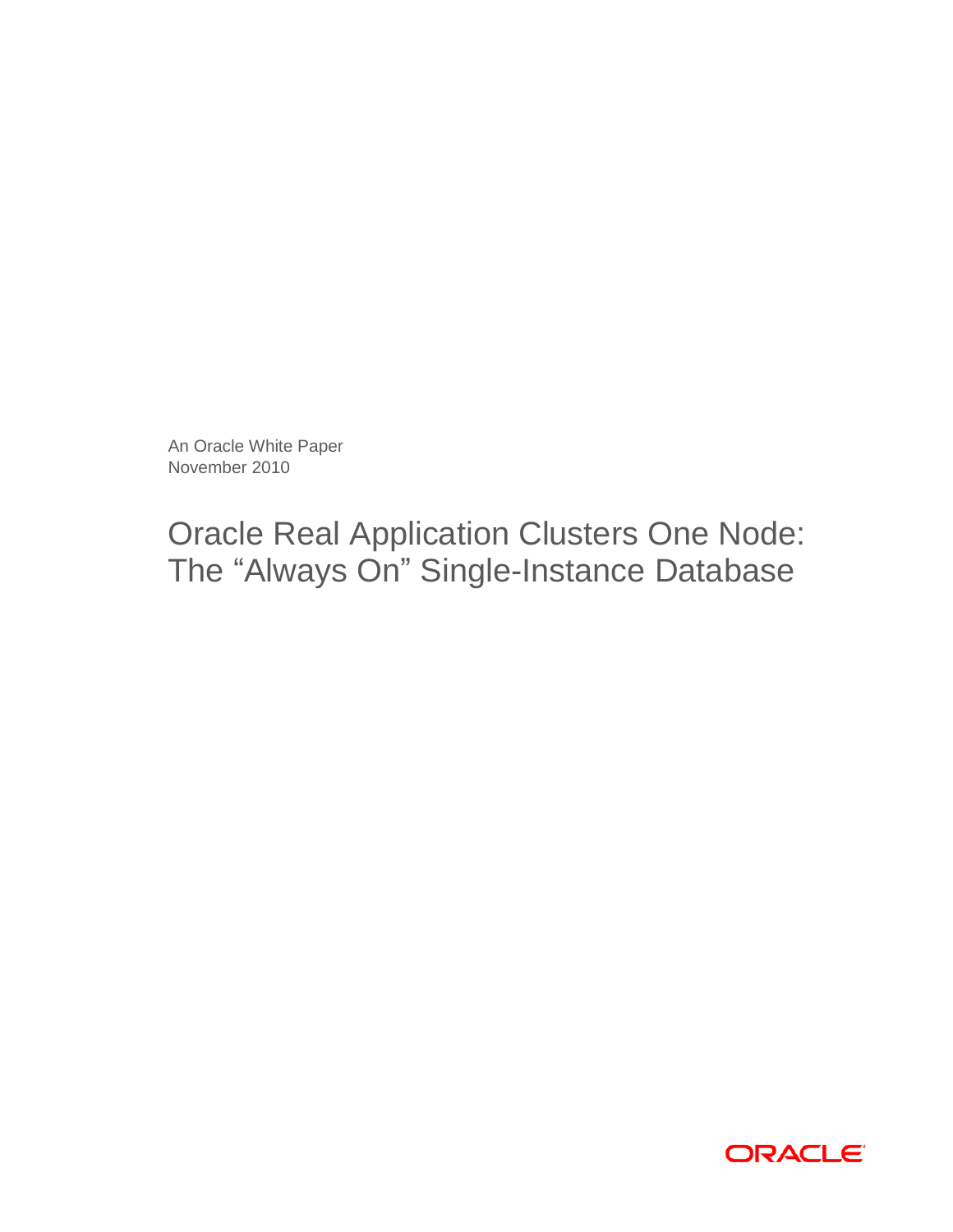An Oracle White Paper
November 2010

# Oracle Real Application Clusters One Node: The "Always On" Single-Instance Database

ORACLE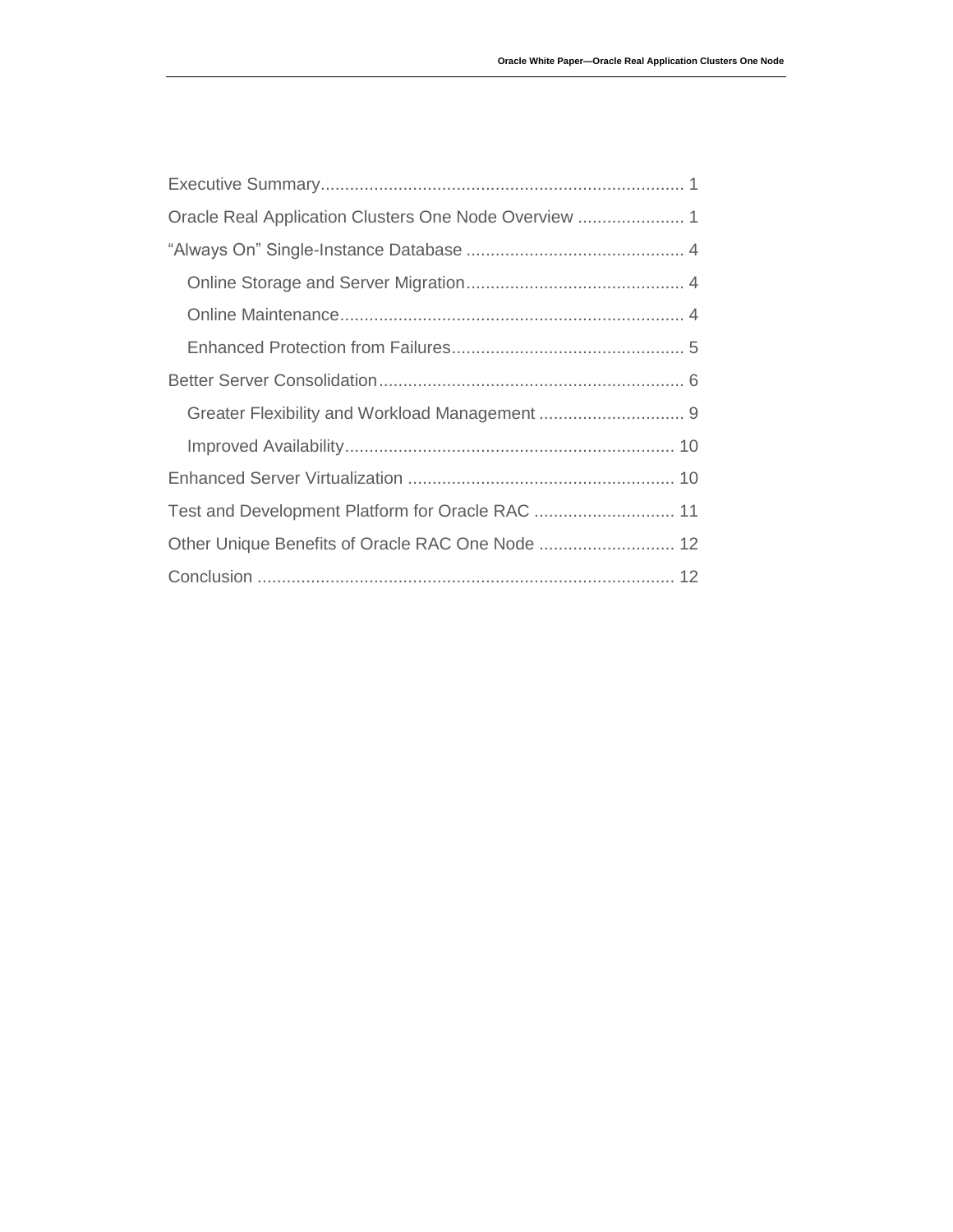Executive Summary .......................................................................... 1

Oracle Real Application Clusters One Node Overview ...................... 1

“Always On” Single-Instance Database ............................................ 4

- Online Storage and Server Migration ............................................ 4
- Online Maintenance ...................................................................... 4
- Enhanced Protection from Failures ............................................... 5

Better Server Consolidation .............................................................. 6

- Greater Flexibility and Workload Management .............................. 9
- Improved Availability ................................................................... 10

Enhanced Server Virtualization ...................................................... 10

Test and Development Platform for Oracle RAC ............................. 11

Other Unique Benefits of Oracle RAC One Node ............................ 12

Conclusion ..................................................................................... 12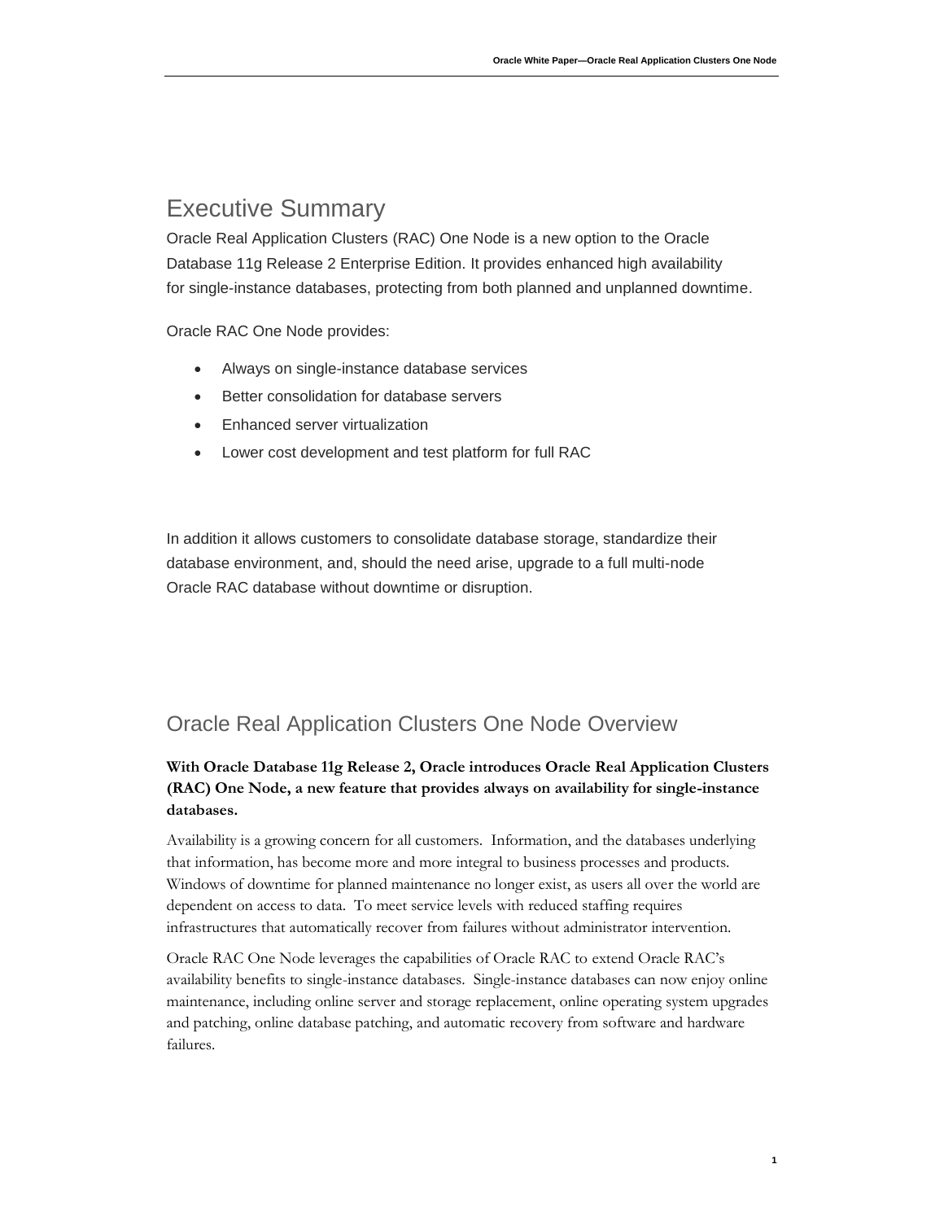# Executive Summary

Oracle Real Application Clusters (RAC) One Node is a new option to the Oracle Database 11g Release 2 Enterprise Edition. It provides enhanced high availability for single-instance databases, protecting from both planned and unplanned downtime.

Oracle RAC One Node provides:

- Always on single-instance database services
- Better consolidation for database servers
- Enhanced server virtualization
- Lower cost development and test platform for full RAC

In addition it allows customers to consolidate database storage, standardize their database environment, and, should the need arise, upgrade to a full multi-node Oracle RAC database without downtime or disruption.

# Oracle Real Application Clusters One Node Overview

**With Oracle Database 11g Release 2, Oracle introduces Oracle Real Application Clusters (RAC) One Node, a new feature that provides always on availability for single-instance databases.**

Availability is a growing concern for all customers. Information, and the databases underlying that information, has become more and more integral to business processes and products. Windows of downtime for planned maintenance no longer exist, as users all over the world are dependent on access to data. To meet service levels with reduced staffing requires infrastructures that automatically recover from failures without administrator intervention.

Oracle RAC One Node leverages the capabilities of Oracle RAC to extend Oracle RAC's availability benefits to single-instance databases. Single-instance databases can now enjoy online maintenance, including online server and storage replacement, online operating system upgrades and patching, online database patching, and automatic recovery from software and hardware failures.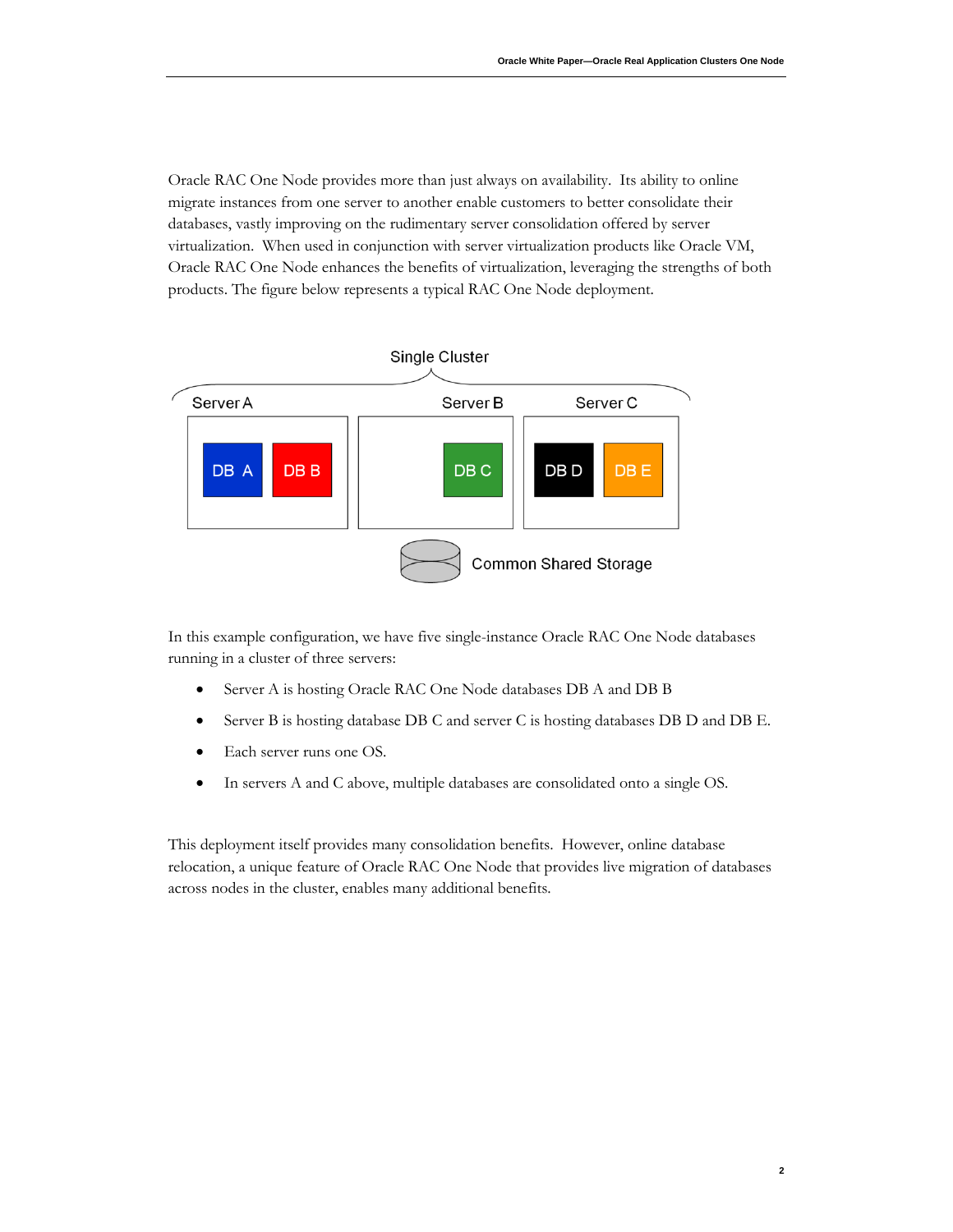Oracle RAC One Node provides more than just always on availability. Its ability to online migrate instances from one server to another enable customers to better consolidate their databases, vastly improving on the rudimentary server consolidation offered by server virtualization. When used in conjunction with server virtualization products like Oracle VM, Oracle RAC One Node enhances the benefits of virtualization, leveraging the strengths of both products. The figure below represents a typical RAC One Node deployment.

In this example configuration, we have five single-instance Oracle RAC One Node databases running in a cluster of three servers:

- Server A is hosting Oracle RAC One Node databases DB A and DB B
- Server B is hosting database DB C and server C is hosting databases DB D and DB E.
- Each server runs one OS.
- In servers A and C above, multiple databases are consolidated onto a single OS.

This deployment itself provides many consolidation benefits. However, online database relocation, a unique feature of Oracle RAC One Node that provides live migration of databases across nodes in the cluster, enables many additional benefits.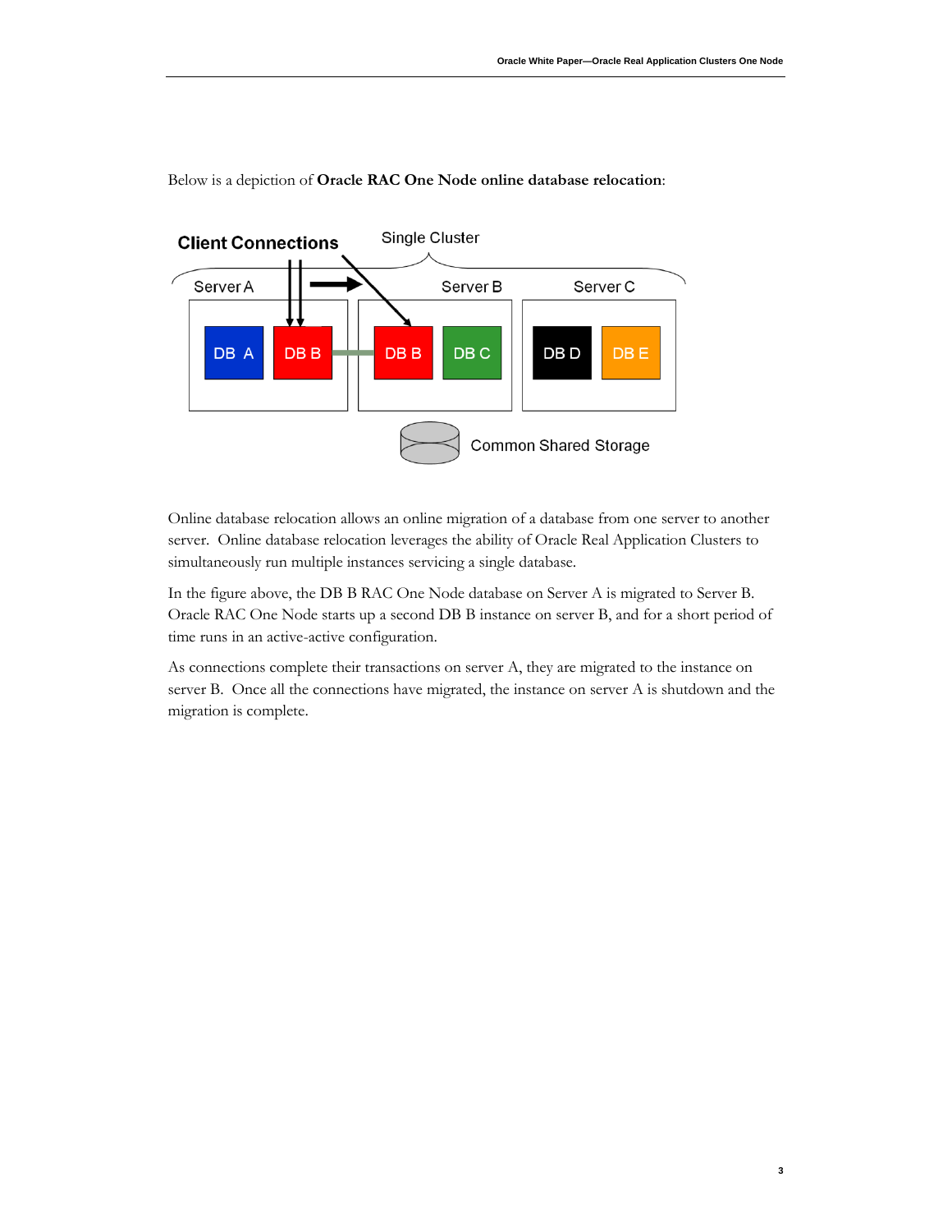Below is a depiction of **Oracle RAC One Node online database relocation**:

Online database relocation allows an online migration of a database from one server to another server. Online database relocation leverages the ability of Oracle Real Application Clusters to simultaneously run multiple instances servicing a single database.

In the figure above, the DB B RAC One Node database on Server A is migrated to Server B. Oracle RAC One Node starts up a second DB B instance on server B, and for a short period of time runs in an active-active configuration.

As connections complete their transactions on server A, they are migrated to the instance on server B. Once all the connections have migrated, the instance on server A is shutdown and the migration is complete.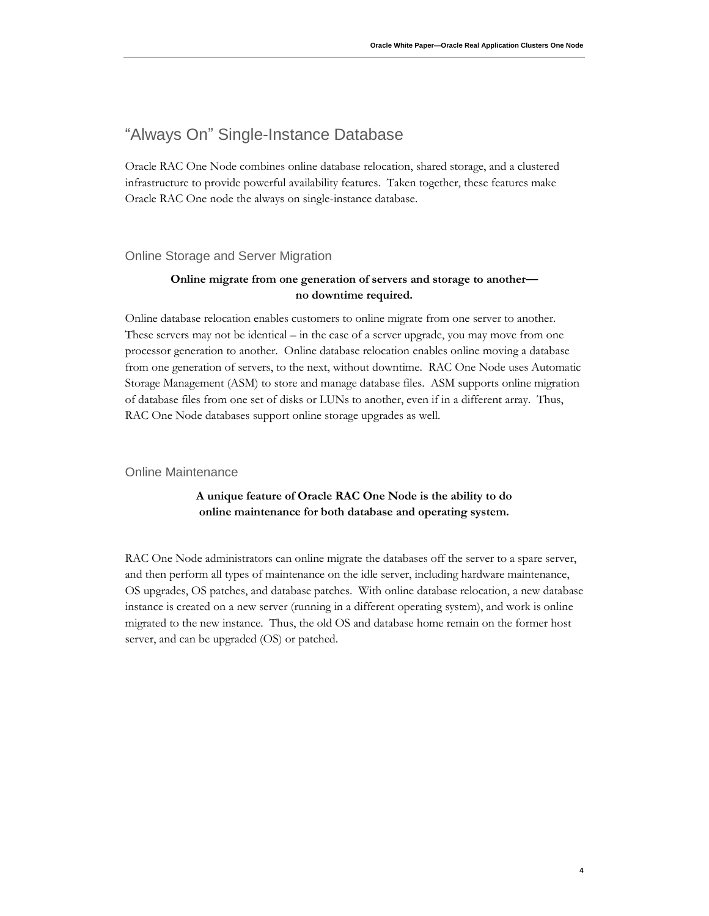## "Always On" Single-Instance Database

Oracle RAC One Node combines online database relocation, shared storage, and a clustered infrastructure to provide powerful availability features. Taken together, these features make Oracle RAC One node the always on single-instance database.

### Online Storage and Server Migration

**Online migrate from one generation of servers and storage to another—no downtime required.**

Online database relocation enables customers to online migrate from one server to another. These servers may not be identical – in the case of a server upgrade, you may move from one processor generation to another. Online database relocation enables online moving a database from one generation of servers, to the next, without downtime. RAC One Node uses Automatic Storage Management (ASM) to store and manage database files. ASM supports online migration of database files from one set of disks or LUNs to another, even if in a different array. Thus, RAC One Node databases support online storage upgrades as well.

### Online Maintenance

**A unique feature of Oracle RAC One Node is the ability to do online maintenance for both database and operating system.**

RAC One Node administrators can online migrate the databases off the server to a spare server, and then perform all types of maintenance on the idle server, including hardware maintenance, OS upgrades, OS patches, and database patches. With online database relocation, a new database instance is created on a new server (running in a different operating system), and work is online migrated to the new instance. Thus, the old OS and database home remain on the former host server, and can be upgraded (OS) or patched.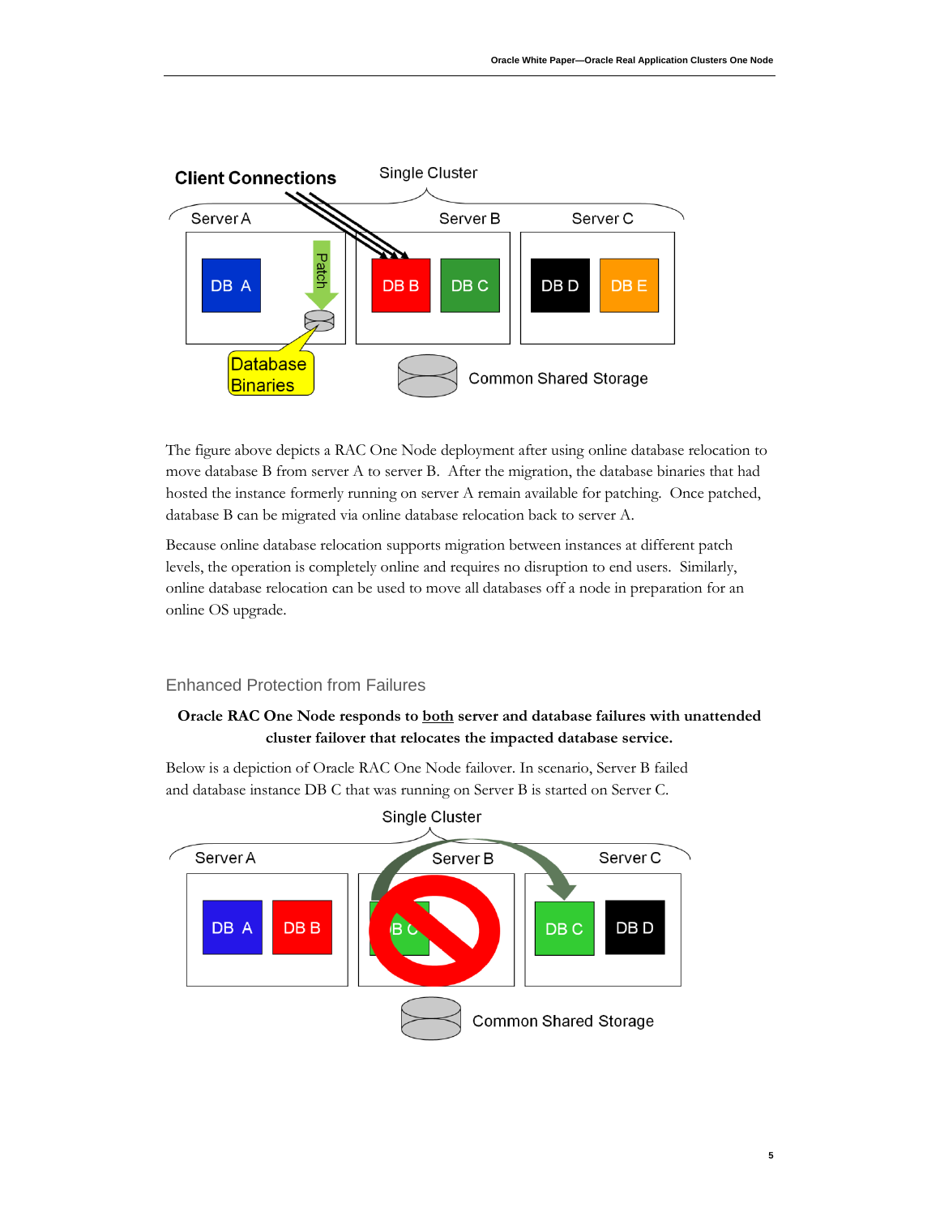The figure above depicts a RAC One Node deployment after using online database relocation to move database B from server A to server B. After the migration, the database binaries that had hosted the instance formerly running on server A remain available for patching. Once patched, database B can be migrated via online database relocation back to server A.

Because online database relocation supports migration between instances at different patch levels, the operation is completely online and requires no disruption to end users. Similarly, online database relocation can be used to move all databases off a node in preparation for an online OS upgrade.

## Enhanced Protection from Failures

**Oracle RAC One Node responds to both server and database failures with unattended cluster failover that relocates the impacted database service.**

Below is a depiction of Oracle RAC One Node failover. In scenario, Server B failed and database instance DB C that was running on Server B is started on Server C.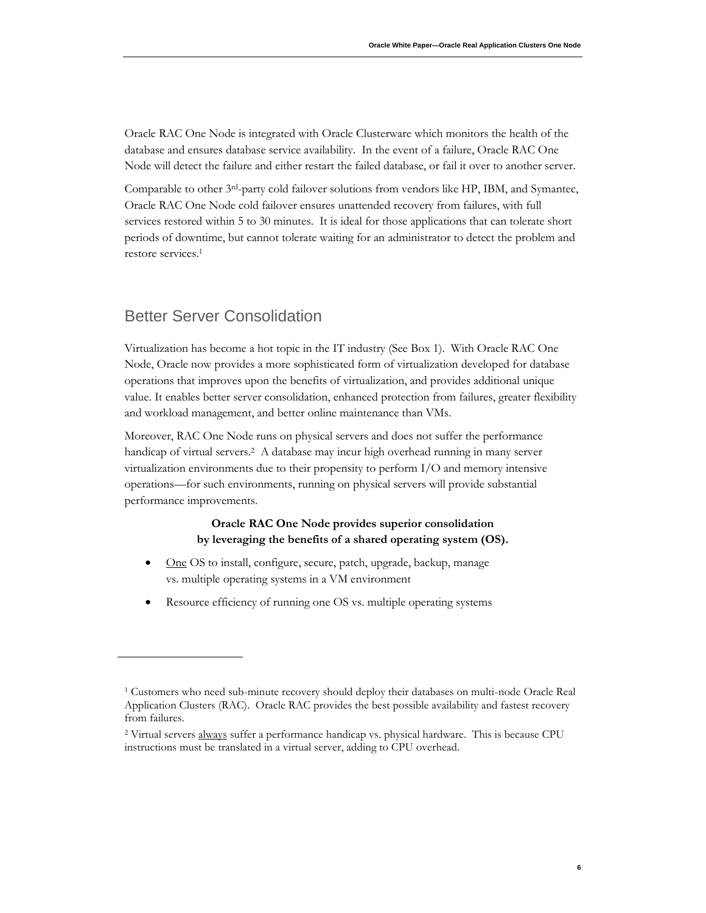Oracle RAC One Node is integrated with Oracle Clusterware which monitors the health of the database and ensures database service availability. In the event of a failure, Oracle RAC One Node will detect the failure and either restart the failed database, or fail it over to another server.

Comparable to other 3rd-party cold failover solutions from vendors like HP, IBM, and Symantec, Oracle RAC One Node cold failover ensures unattended recovery from failures, with full services restored within 5 to 30 minutes. It is ideal for those applications that can tolerate short periods of downtime, but cannot tolerate waiting for an administrator to detect the problem and restore services.[1]

## Better Server Consolidation

Virtualization has become a hot topic in the IT industry (See Box 1). With Oracle RAC One Node, Oracle now provides a more sophisticated form of virtualization developed for database operations that improves upon the benefits of virtualization, and provides additional unique value. It enables better server consolidation, enhanced protection from failures, greater flexibility and workload management, and better online maintenance than VMs.

Moreover, RAC One Node runs on physical servers and does not suffer the performance handicap of virtual servers.[2] A database may incur high overhead running in many server virtualization environments due to their propensity to perform I/O and memory intensive operations—for such environments, running on physical servers will provide substantial performance improvements.

**Oracle RAC One Node provides superior consolidation by leveraging the benefits of a shared operating system (OS).**

- One OS to install, configure, secure, patch, upgrade, backup, manage vs. multiple operating systems in a VM environment
- Resource efficiency of running one OS vs. multiple operating systems

---

[1] Customers who need sub-minute recovery should deploy their databases on multi-node Oracle Real Application Clusters (RAC). Oracle RAC provides the best possible availability and fastest recovery from failures.

[2] Virtual servers always suffer a performance handicap vs. physical hardware. This is because CPU instructions must be translated in a virtual server, adding to CPU overhead.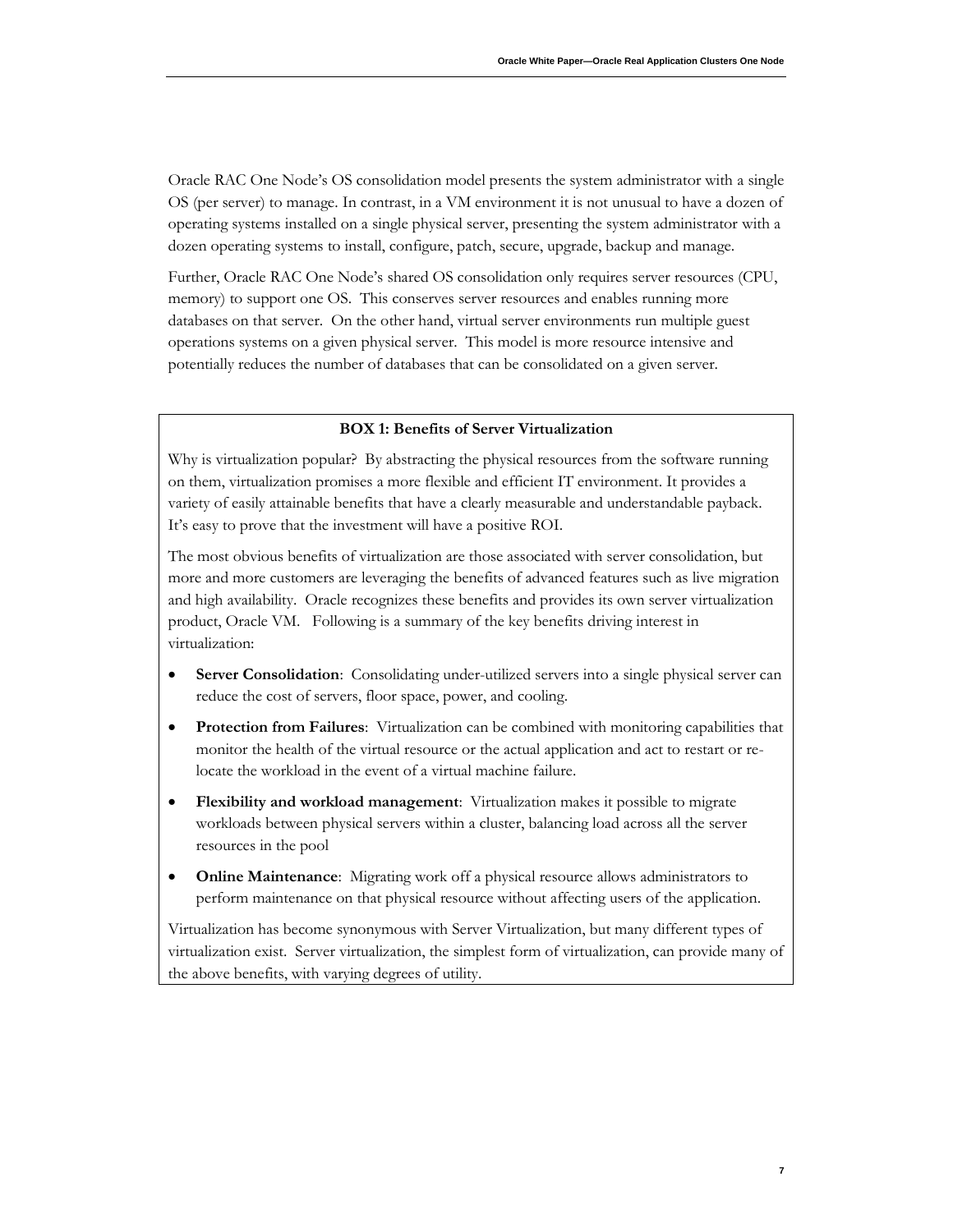Oracle RAC One Node's OS consolidation model presents the system administrator with a single OS (per server) to manage. In contrast, in a VM environment it is not unusual to have a dozen of operating systems installed on a single physical server, presenting the system administrator with a dozen operating systems to install, configure, patch, secure, upgrade, backup and manage.

Further, Oracle RAC One Node's shared OS consolidation only requires server resources (CPU, memory) to support one OS. This conserves server resources and enables running more databases on that server. On the other hand, virtual server environments run multiple guest operations systems on a given physical server. This model is more resource intensive and potentially reduces the number of databases that can be consolidated on a given server.

**BOX 1: Benefits of Server Virtualization**

Why is virtualization popular? By abstracting the physical resources from the software running on them, virtualization promises a more flexible and efficient IT environment. It provides a variety of easily attainable benefits that have a clearly measurable and understandable payback. It's easy to prove that the investment will have a positive ROI.

The most obvious benefits of virtualization are those associated with server consolidation, but more and more customers are leveraging the benefits of advanced features such as live migration and high availability. Oracle recognizes these benefits and provides its own server virtualization product, Oracle VM. Following is a summary of the key benefits driving interest in virtualization:

- **Server Consolidation**: Consolidating under-utilized servers into a single physical server can reduce the cost of servers, floor space, power, and cooling.
- **Protection from Failures**: Virtualization can be combined with monitoring capabilities that monitor the health of the virtual resource or the actual application and act to restart or re-locate the workload in the event of a virtual machine failure.
- **Flexibility and workload management**: Virtualization makes it possible to migrate workloads between physical servers within a cluster, balancing load across all the server resources in the pool
- **Online Maintenance**: Migrating work off a physical resource allows administrators to perform maintenance on that physical resource without affecting users of the application.

Virtualization has become synonymous with Server Virtualization, but many different types of virtualization exist. Server virtualization, the simplest form of virtualization, can provide many of the above benefits, with varying degrees of utility.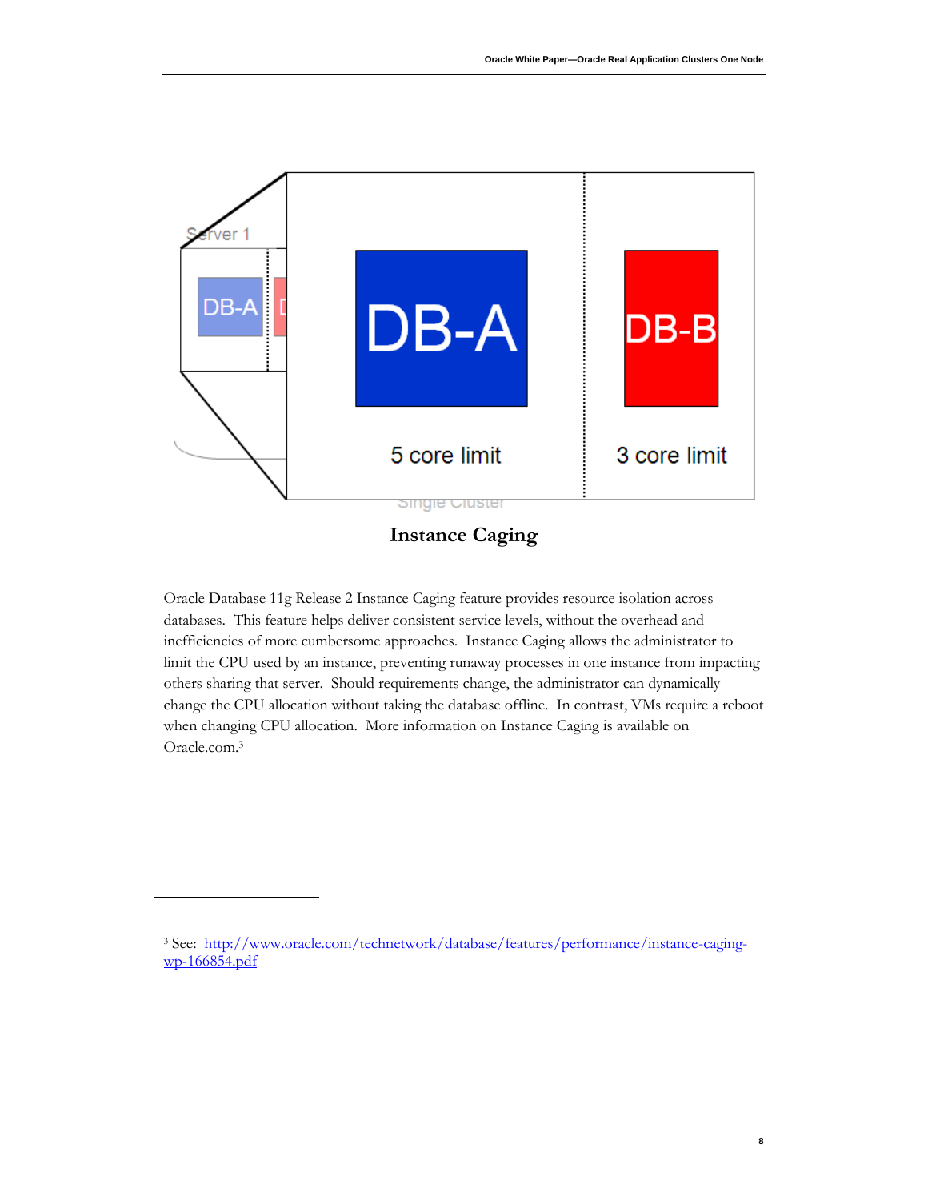**Instance Caging**

Oracle Database 11g Release 2 Instance Caging feature provides resource isolation across databases. This feature helps deliver consistent service levels, without the overhead and inefficiencies of more cumbersome approaches. Instance Caging allows the administrator to limit the CPU used by an instance, preventing runaway processes in one instance from impacting others sharing that server. Should requirements change, the administrator can dynamically change the CPU allocation without taking the database offline. In contrast, VMs require a reboot when changing CPU allocation. More information on Instance Caging is available on Oracle.com.[3]

---

[3] See: [http://www.oracle.com/technetwork/database/features/performance/instance-caging-wp-166854.pdf](http://www.oracle.com/technetwork/database/features/performance/instance-caging-wp-166854.pdf)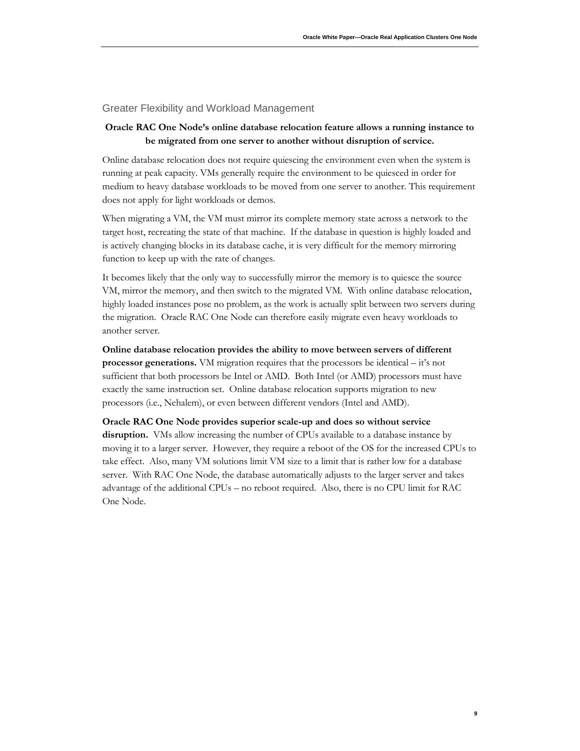## Greater Flexibility and Workload Management

**Oracle RAC One Node's online database relocation feature allows a running instance to be migrated from one server to another without disruption of service.**

Online database relocation does not require quiescing the environment even when the system is running at peak capacity. VMs generally require the environment to be quiesced in order for medium to heavy database workloads to be moved from one server to another. This requirement does not apply for light workloads or demos.

When migrating a VM, the VM must mirror its complete memory state across a network to the target host, recreating the state of that machine. If the database in question is highly loaded and is actively changing blocks in its database cache, it is very difficult for the memory mirroring function to keep up with the rate of changes.

It becomes likely that the only way to successfully mirror the memory is to quiesce the source VM, mirror the memory, and then switch to the migrated VM. With online database relocation, highly loaded instances pose no problem, as the work is actually split between two servers during the migration. Oracle RAC One Node can therefore easily migrate even heavy workloads to another server.

**Online database relocation provides the ability to move between servers of different processor generations.** VM migration requires that the processors be identical – it's not sufficient that both processors be Intel or AMD. Both Intel (or AMD) processors must have exactly the same instruction set. Online database relocation supports migration to new processors (i.e., Nehalem), or even between different vendors (Intel and AMD).

**Oracle RAC One Node provides superior scale-up and does so without service disruption.** VMs allow increasing the number of CPUs available to a database instance by moving it to a larger server. However, they require a reboot of the OS for the increased CPUs to take effect. Also, many VM solutions limit VM size to a limit that is rather low for a database server. With RAC One Node, the database automatically adjusts to the larger server and takes advantage of the additional CPUs – no reboot required. Also, there is no CPU limit for RAC One Node.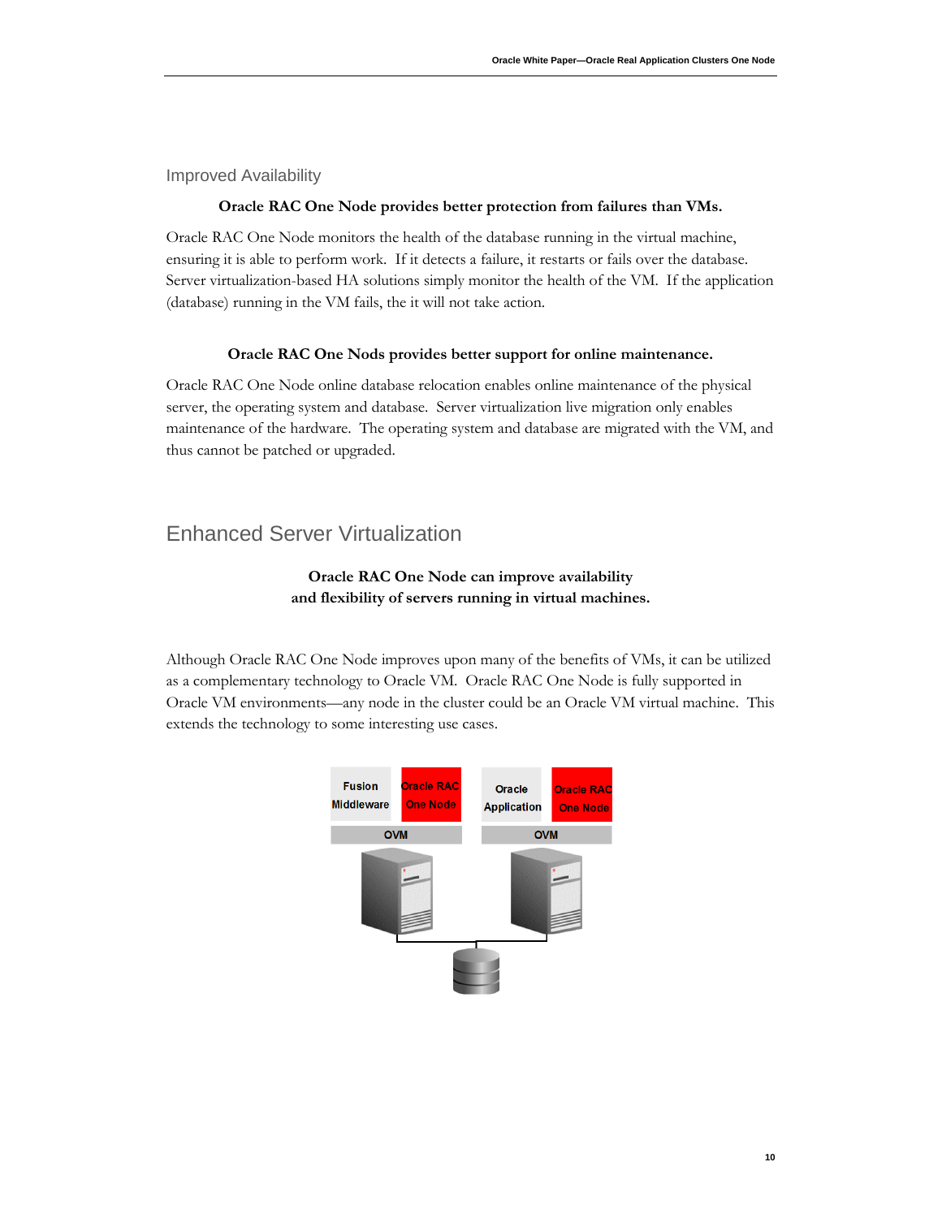## Improved Availability

**Oracle RAC One Node provides better protection from failures than VMs.**

Oracle RAC One Node monitors the health of the database running in the virtual machine, ensuring it is able to perform work. If it detects a failure, it restarts or fails over the database. Server virtualization-based HA solutions simply monitor the health of the VM. If the application (database) running in the VM fails, the it will not take action.

**Oracle RAC One Nods provides better support for online maintenance.**

Oracle RAC One Node online database relocation enables online maintenance of the physical server, the operating system and database. Server virtualization live migration only enables maintenance of the hardware. The operating system and database are migrated with the VM, and thus cannot be patched or upgraded.

# Enhanced Server Virtualization

**Oracle RAC One Node can improve availability and flexibility of servers running in virtual machines.**

Although Oracle RAC One Node improves upon many of the benefits of VMs, it can be utilized as a complementary technology to Oracle VM. Oracle RAC One Node is fully supported in Oracle VM environments—any node in the cluster could be an Oracle VM virtual machine. This extends the technology to some interesting use cases.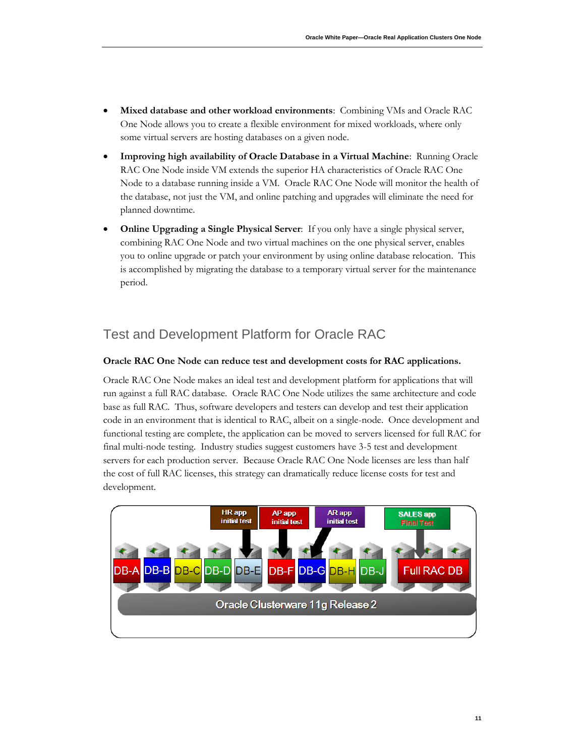- **Mixed database and other workload environments**: Combining VMs and Oracle RAC One Node allows you to create a flexible environment for mixed workloads, where only some virtual servers are hosting databases on a given node.
- **Improving high availability of Oracle Database in a Virtual Machine**: Running Oracle RAC One Node inside VM extends the superior HA characteristics of Oracle RAC One Node to a database running inside a VM. Oracle RAC One Node will monitor the health of the database, not just the VM, and online patching and upgrades will eliminate the need for planned downtime.
- **Online Upgrading a Single Physical Server**: If you only have a single physical server, combining RAC One Node and two virtual machines on the one physical server, enables you to online upgrade or patch your environment by using online database relocation. This is accomplished by migrating the database to a temporary virtual server for the maintenance period.

## Test and Development Platform for Oracle RAC

**Oracle RAC One Node can reduce test and development costs for RAC applications.**

Oracle RAC One Node makes an ideal test and development platform for applications that will run against a full RAC database. Oracle RAC One Node utilizes the same architecture and code base as full RAC. Thus, software developers and testers can develop and test their application code in an environment that is identical to RAC, albeit on a single-node. Once development and functional testing are complete, the application can be moved to servers licensed for full RAC for final multi-node testing. Industry studies suggest customers have 3-5 test and development servers for each production server. Because Oracle RAC One Node licenses are less than half the cost of full RAC licenses, this strategy can dramatically reduce license costs for test and development.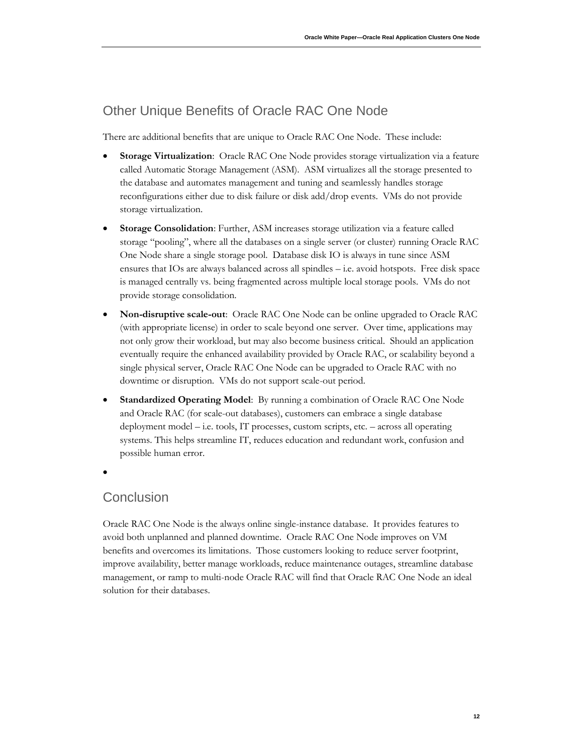## Other Unique Benefits of Oracle RAC One Node

There are additional benefits that are unique to Oracle RAC One Node. These include:

- **Storage Virtualization**: Oracle RAC One Node provides storage virtualization via a feature called Automatic Storage Management (ASM). ASM virtualizes all the storage presented to the database and automates management and tuning and seamlessly handles storage reconfigurations either due to disk failure or disk add/drop events. VMs do not provide storage virtualization.
- **Storage Consolidation**: Further, ASM increases storage utilization via a feature called storage "pooling", where all the databases on a single server (or cluster) running Oracle RAC One Node share a single storage pool. Database disk IO is always in tune since ASM ensures that IOs are always balanced across all spindles – i.e. avoid hotspots. Free disk space is managed centrally vs. being fragmented across multiple local storage pools. VMs do not provide storage consolidation.
- **Non-disruptive scale-out**: Oracle RAC One Node can be online upgraded to Oracle RAC (with appropriate license) in order to scale beyond one server. Over time, applications may not only grow their workload, but may also become business critical. Should an application eventually require the enhanced availability provided by Oracle RAC, or scalability beyond a single physical server, Oracle RAC One Node can be upgraded to Oracle RAC with no downtime or disruption. VMs do not support scale-out period.
- **Standardized Operating Model**: By running a combination of Oracle RAC One Node and Oracle RAC (for scale-out databases), customers can embrace a single database deployment model – i.e. tools, IT processes, custom scripts, etc. – across all operating systems. This helps streamline IT, reduces education and redundant work, confusion and possible human error.

## Conclusion

Oracle RAC One Node is the always online single-instance database. It provides features to avoid both unplanned and planned downtime. Oracle RAC One Node improves on VM benefits and overcomes its limitations. Those customers looking to reduce server footprint, improve availability, better manage workloads, reduce maintenance outages, streamline database management, or ramp to multi-node Oracle RAC will find that Oracle RAC One Node an ideal solution for their databases.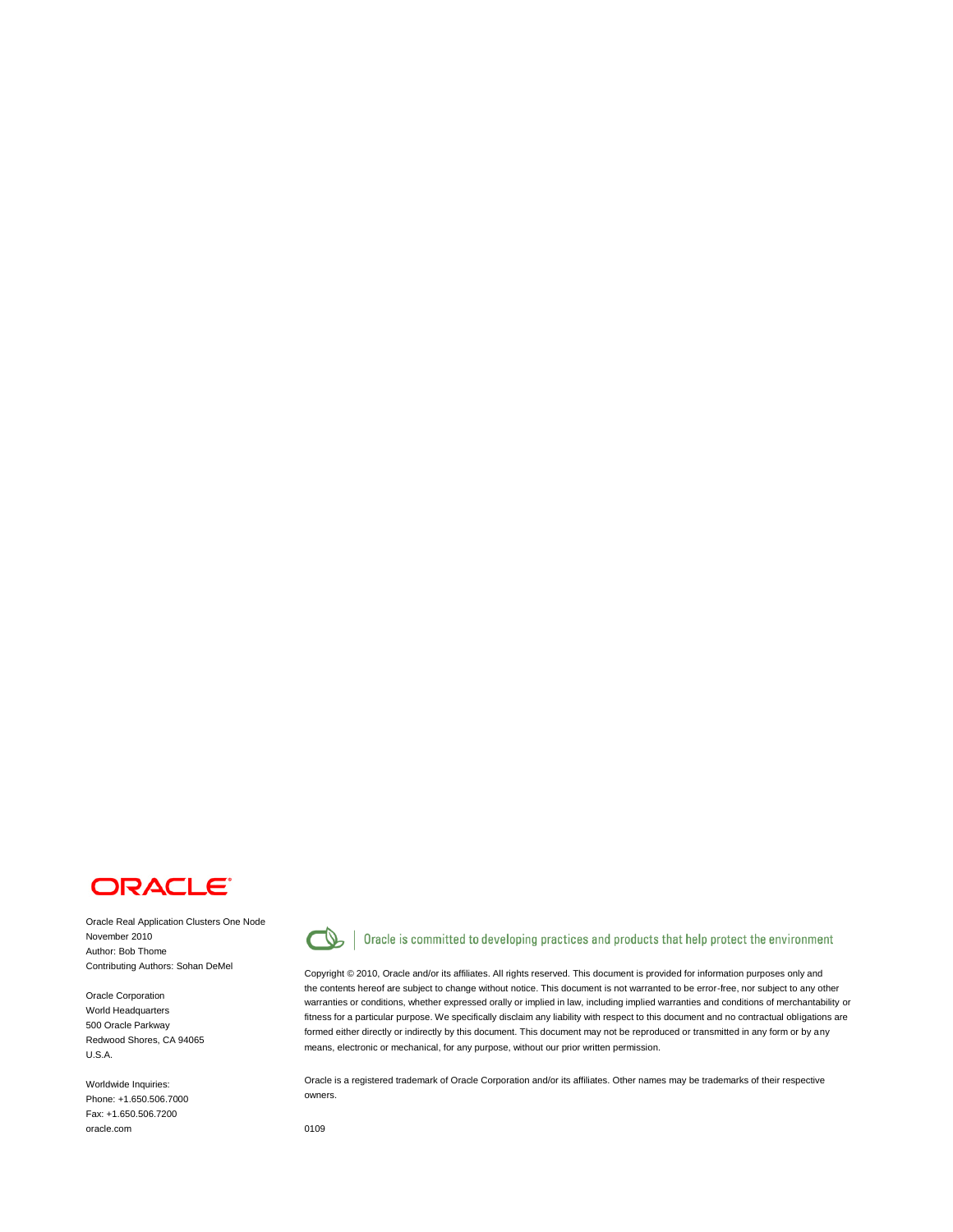ORACLE®

Oracle Real Application Clusters One Node
November 2010
Author: Bob Thome
Contributing Authors: Sohan DeMel

Oracle Corporation
World Headquarters
500 Oracle Parkway
Redwood Shores, CA 94065
U.S.A.

Worldwide Inquiries:
Phone: +1.650.506.7000
Fax: +1.650.506.7200
oracle.com

Oracle is committed to developing practices and products that help protect the environment

Copyright © 2010, Oracle and/or its affiliates. All rights reserved. This document is provided for information purposes only and the contents hereof are subject to change without notice. This document is not warranted to be error-free, nor subject to any other warranties or conditions, whether expressed orally or implied in law, including implied warranties and conditions of merchantability or fitness for a particular purpose. We specifically disclaim any liability with respect to this document and no contractual obligations are formed either directly or indirectly by this document. This document may not be reproduced or transmitted in any form or by any means, electronic or mechanical, for any purpose, without our prior written permission.

Oracle is a registered trademark of Oracle Corporation and/or its affiliates. Other names may be trademarks of their respective owners.

0109